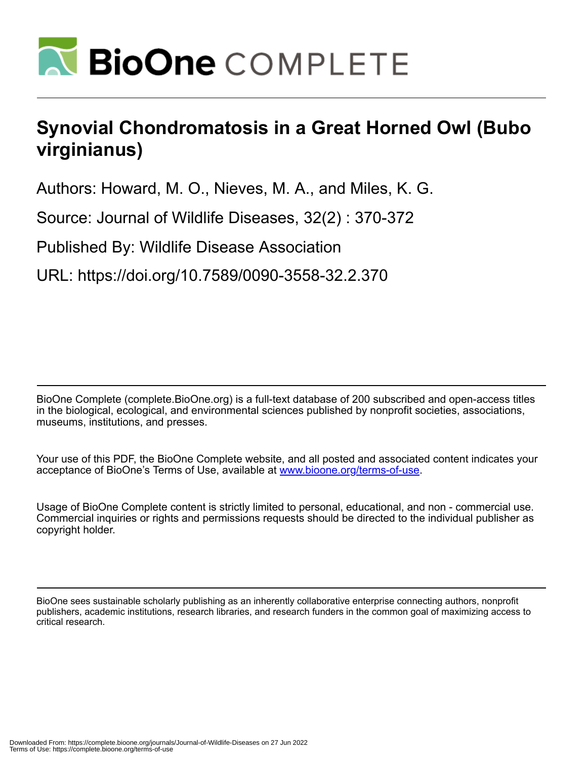# Synovial Chondromatosis in a Great Horned Owl (Bubo virginianus)

Authors: Howard, M. O., Nieves, M. A., and Miles, K. G.

Source: Journal of Wildlife Diseases, 32(2) : 370-372

Published By: Wildlife Disease Association

URL: https://doi.org/10.7589/0090-3558-32.2.370

BioOne Complete (complete.BioOne.org) is a full-text database of 200 subscribed and open-access titles in the biological, ecological, and environmental sciences published by nonprofit societies, associations, museums, institutions, and presses.

Your use of this PDF, the BioOne Complete website, and all posted and associated content indicates your acceptance of BioOne's Terms of Use, available at www.bioone.org/terms-of-use.

Usage of BioOne Complete content is strictly limited to personal, educational, and non - commercial use. Commercial inquiries or rights and permissions requests should be directed to the individual publisher as copyright holder.

BioOne sees sustainable scholarly publishing as an inherently collaborative enterprise connecting authors, nonprofit publishers, academic institutions, research libraries, and research funders in the common goal of maximizing access to critical research.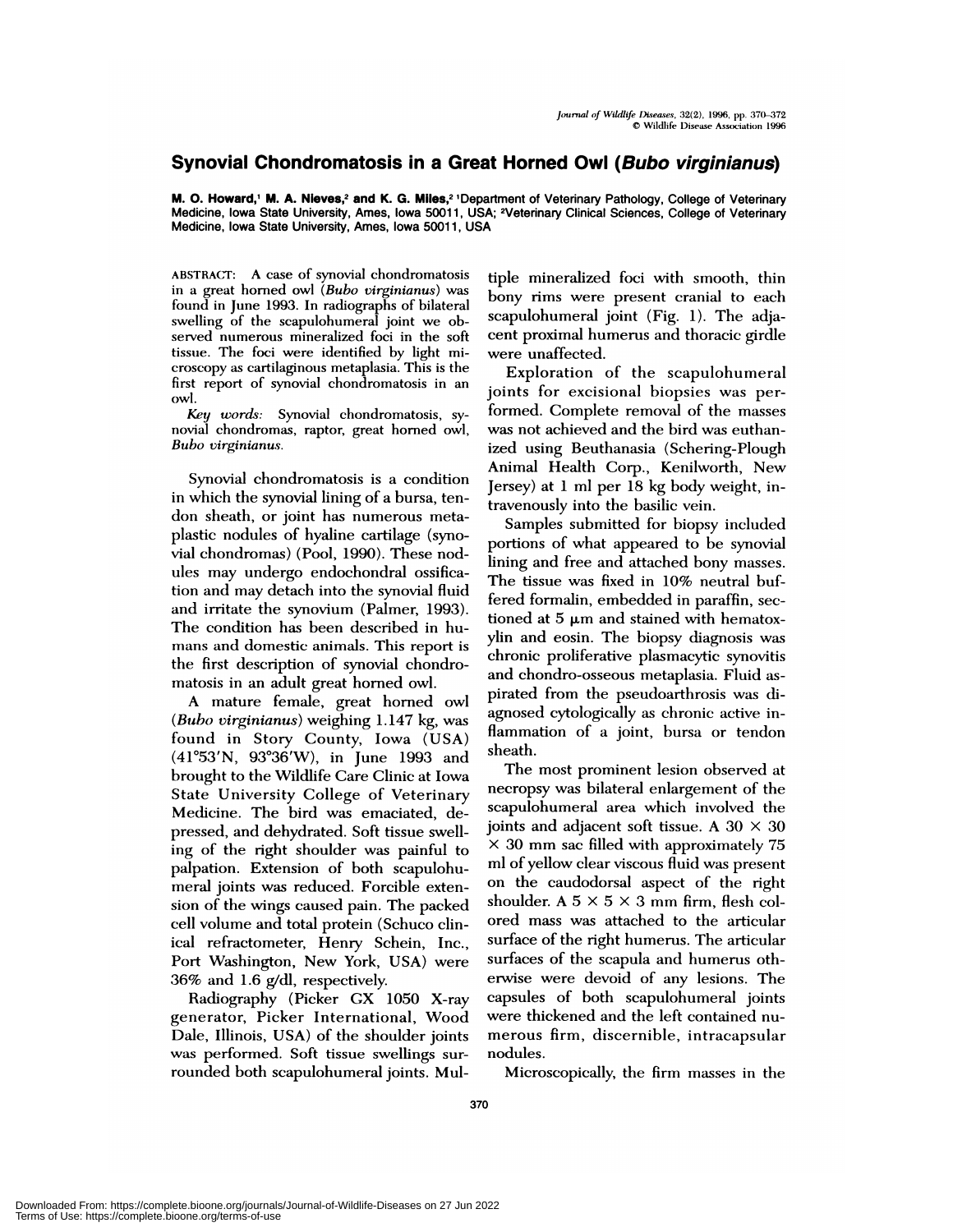# Synovial Chondromatosis in a Great Horned Owl (*Bubo virginianus*)

**M. O. Howard,[1] M. A. Nieves,[2] and K. G. Miles,[2]** [1]Department of Veterinary Pathology, College of Veterinary Medicine, Iowa State University, Ames, Iowa 50011, USA; [2]Veterinary Clinical Sciences, College of Veterinary Medicine, Iowa State University, Ames, Iowa 50011, USA

ABSTRACT: A case of synovial chondromatosis in a great horned owl (*Bubo virginianus*) was found in June 1993. In radiographs of bilateral swelling of the scapulohumeral joint we observed numerous mineralized foci in the soft tissue. The foci were identified by light microscopy as cartilaginous metaplasia. This is the first report of synovial chondromatosis in an owl.

*Key words:* Synovial chondromatosis, synovial chondromas, raptor, great horned owl, *Bubo virginianus*.

Synovial chondromatosis is a condition in which the synovial lining of a bursa, tendon sheath, or joint has numerous metaplastic nodules of hyaline cartilage (synovial chondromas) (Pool, 1990). These nodules may undergo endochondral ossification and may detach into the synovial fluid and irritate the synovium (Palmer, 1993). The condition has been described in humans and domestic animals. This report is the first description of synovial chondromatosis in an adult great horned owl.

A mature female, great horned owl (*Bubo virginianus*) weighing 1.147 kg, was found in Story County, Iowa (USA) (41°53′N, 93°36′W), in June 1993 and brought to the Wildlife Care Clinic at Iowa State University College of Veterinary Medicine. The bird was emaciated, depressed, and dehydrated. Soft tissue swelling of the right shoulder was painful to palpation. Extension of both scapulohumeral joints was reduced. Forcible extension of the wings caused pain. The packed cell volume and total protein (Schuco clinical refractometer, Henry Schein, Inc., Port Washington, New York, USA) were 36% and 1.6 g/dl, respectively.

Radiography (Picker GX 1050 X-ray generator, Picker International, Wood Dale, Illinois, USA) of the shoulder joints was performed. Soft tissue swellings surrounded both scapulohumeral joints. Multiple mineralized foci with smooth, thin bony rims were present cranial to each scapulohumeral joint (Fig. 1). The adjacent proximal humerus and thoracic girdle were unaffected.

Exploration of the scapulohumeral joints for excisional biopsies was performed. Complete removal of the masses was not achieved and the bird was euthanized using Beuthanasia (Schering-Plough Animal Health Corp., Kenilworth, New Jersey) at 1 ml per 18 kg body weight, intravenously into the basilic vein.

Samples submitted for biopsy included portions of what appeared to be synovial lining and free and attached bony masses. The tissue was fixed in 10% neutral buffered formalin, embedded in paraffin, sectioned at 5 μm and stained with hematoxylin and eosin. The biopsy diagnosis was chronic proliferative plasmacytic synovitis and chondro-osseous metaplasia. Fluid aspirated from the pseudoarthrosis was diagnosed cytologically as chronic active inflammation of a joint, bursa or tendon sheath.

The most prominent lesion observed at necropsy was bilateral enlargement of the scapulohumeral area which involved the joints and adjacent soft tissue. A 30 × 30 × 30 mm sac filled with approximately 75 ml of yellow clear viscous fluid was present on the caudodorsal aspect of the right shoulder. A 5 × 5 × 3 mm firm, flesh colored mass was attached to the articular surface of the right humerus. The articular surfaces of the scapula and humerus otherwise were devoid of any lesions. The capsules of both scapulohumeral joints were thickened and the left contained numerous firm, discernible, intracapsular nodules.

Microscopically, the firm masses in the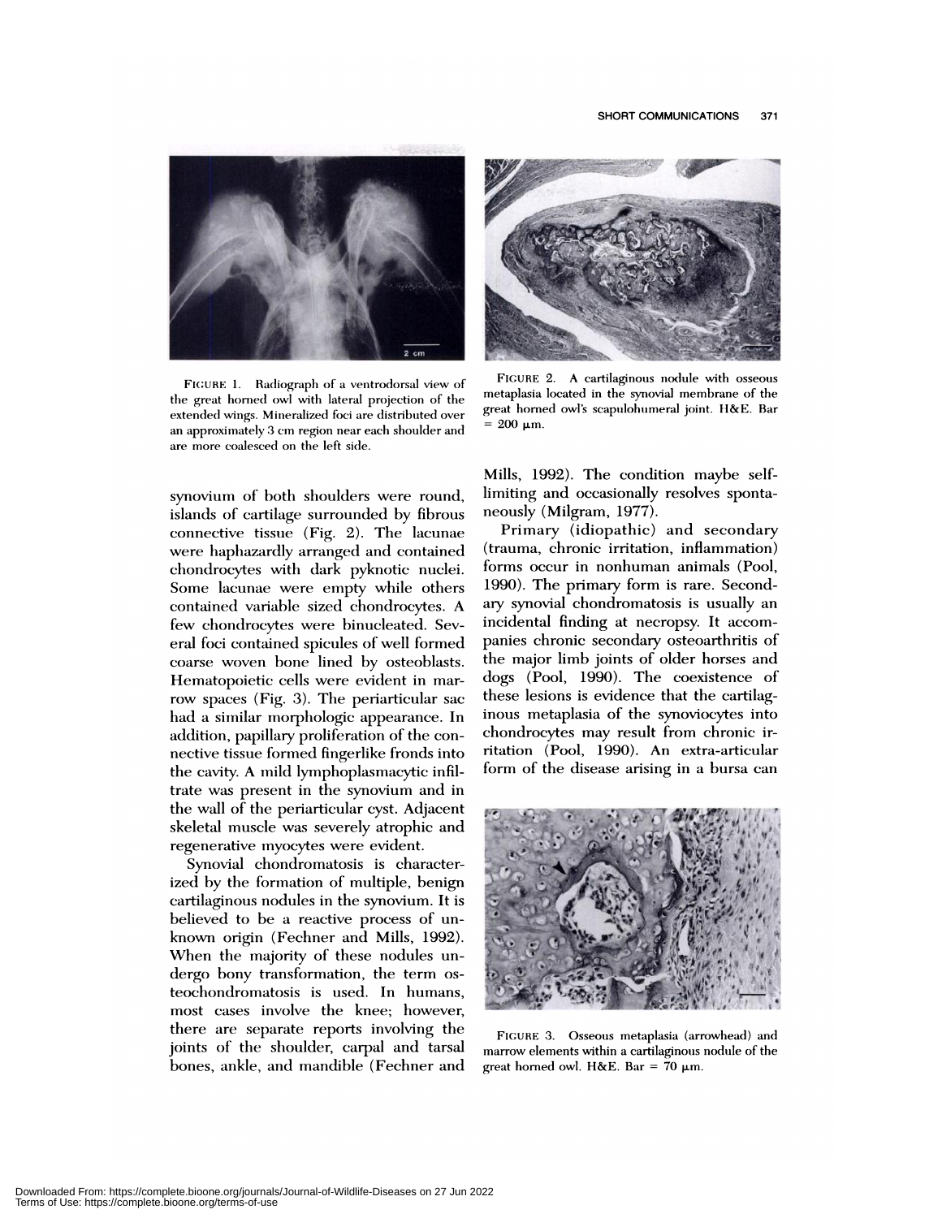FIGURE 1. Radiograph of a ventrodorsal view of the great horned owl with lateral projection of the extended wings. Mineralized foci are distributed over an approximately 3 cm region near each shoulder and are more coalesced on the left side.

FIGURE 2. A cartilaginous nodule with osseous metaplasia located in the synovial membrane of the great horned owl's scapulohumeral joint. H&E. Bar = 200 μm.

synovium of both shoulders were round, islands of cartilage surrounded by fibrous connective tissue (Fig. 2). The lacunae were haphazardly arranged and contained chondrocytes with dark pyknotic nuclei. Some lacunae were empty while others contained variable sized chondrocytes. A few chondrocytes were binucleated. Several foci contained spicules of well formed coarse woven bone lined by osteoblasts. Hematopoietic cells were evident in marrow spaces (Fig. 3). The periarticular sac had a similar morphologic appearance. In addition, papillary proliferation of the connective tissue formed fingerlike fronds into the cavity. A mild lymphoplasmacytic infiltrate was present in the synovium and in the wall of the periarticular cyst. Adjacent skeletal muscle was severely atrophic and regenerative myocytes were evident.

Synovial chondromatosis is characterized by the formation of multiple, benign cartilaginous nodules in the synovium. It is believed to be a reactive process of unknown origin (Fechner and Mills, 1992). When the majority of these nodules undergo bony transformation, the term osteochondromatosis is used. In humans, most cases involve the knee; however, there are separate reports involving the joints of the shoulder, carpal and tarsal bones, ankle, and mandible (Fechner and Mills, 1992). The condition maybe self-limiting and occasionally resolves spontaneously (Milgram, 1977).

Primary (idiopathic) and secondary (trauma, chronic irritation, inflammation) forms occur in nonhuman animals (Pool, 1990). The primary form is rare. Secondary synovial chondromatosis is usually an incidental finding at necropsy. It accompanies chronic secondary osteoarthritis of the major limb joints of older horses and dogs (Pool, 1990). The coexistence of these lesions is evidence that the cartilaginous metaplasia of the synoviocytes into chondrocytes may result from chronic irritation (Pool, 1990). An extra-articular form of the disease arising in a bursa can

FIGURE 3. Osseous metaplasia (arrowhead) and marrow elements within a cartilaginous nodule of the great horned owl. H&E. Bar = 70 μm.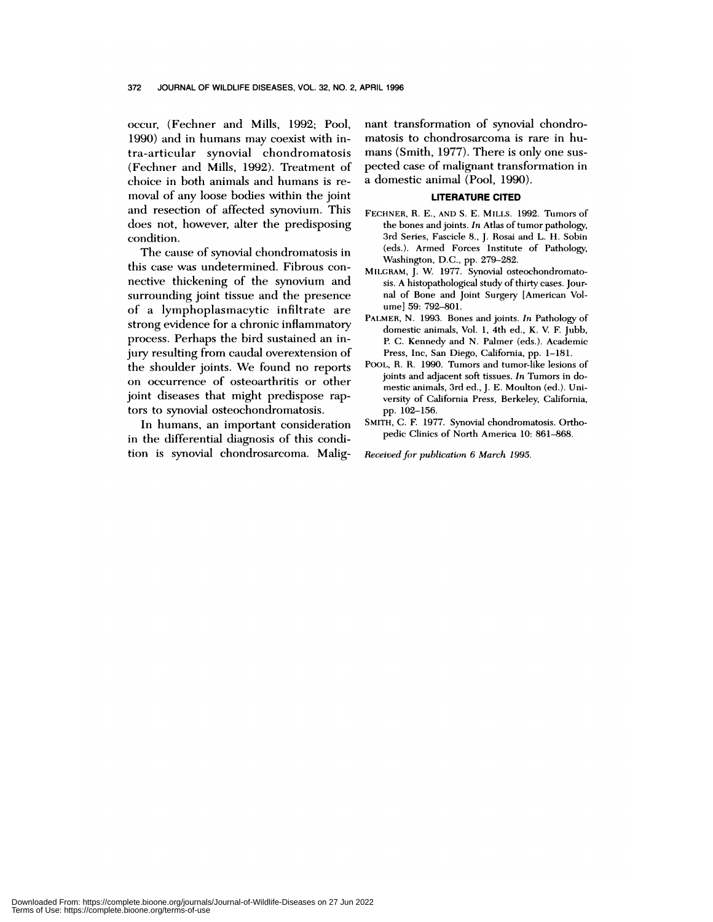occur, (Fechner and Mills, 1992; Pool, 1990) and in humans may coexist with intra-articular synovial chondromatosis (Fechner and Mills, 1992). Treatment of choice in both animals and humans is removal of any loose bodies within the joint and resection of affected synovium. This does not, however, alter the predisposing condition.

The cause of synovial chondromatosis in this case was undetermined. Fibrous connective thickening of the synovium and surrounding joint tissue and the presence of a lymphoplasmacytic infiltrate are strong evidence for a chronic inflammatory process. Perhaps the bird sustained an injury resulting from caudal overextension of the shoulder joints. We found no reports on occurrence of osteoarthritis or other joint diseases that might predispose raptors to synovial osteochondromatosis.

In humans, an important consideration in the differential diagnosis of this condition is synovial chondrosarcoma. Malignant transformation of synovial chondromatosis to chondrosarcoma is rare in humans (Smith, 1977). There is only one suspected case of malignant transformation in a domestic animal (Pool, 1990).

## LITERATURE CITED

FECHNER, R. E., AND S. E. MILLS. 1992. Tumors of the bones and joints. *In* Atlas of tumor pathology, 3rd Series, Fascicle 8., J. Rosai and L. H. Sobin (eds.). Armed Forces Institute of Pathology, Washington, D.C., pp. 279–282.

MILGRAM, J. W. 1977. Synovial osteochondromatosis. A histopathological study of thirty cases. Journal of Bone and Joint Surgery [American Volume] 59: 792–801.

PALMER, N. 1993. Bones and joints. *In* Pathology of domestic animals, Vol. 1, 4th ed., K. V. F. Jubb, P. C. Kennedy and N. Palmer (eds.). Academic Press, Inc, San Diego, California, pp. 1–181.

POOL, R. R. 1990. Tumors and tumor-like lesions of joints and adjacent soft tissues. *In* Tumors in domestic animals, 3rd ed., J. E. Moulton (ed.). University of California Press, Berkeley, California, pp. 102–156.

SMITH, C. F. 1977. Synovial chondromatosis. Orthopedic Clinics of North America 10: 861–868.

*Received for publication 6 March 1995.*